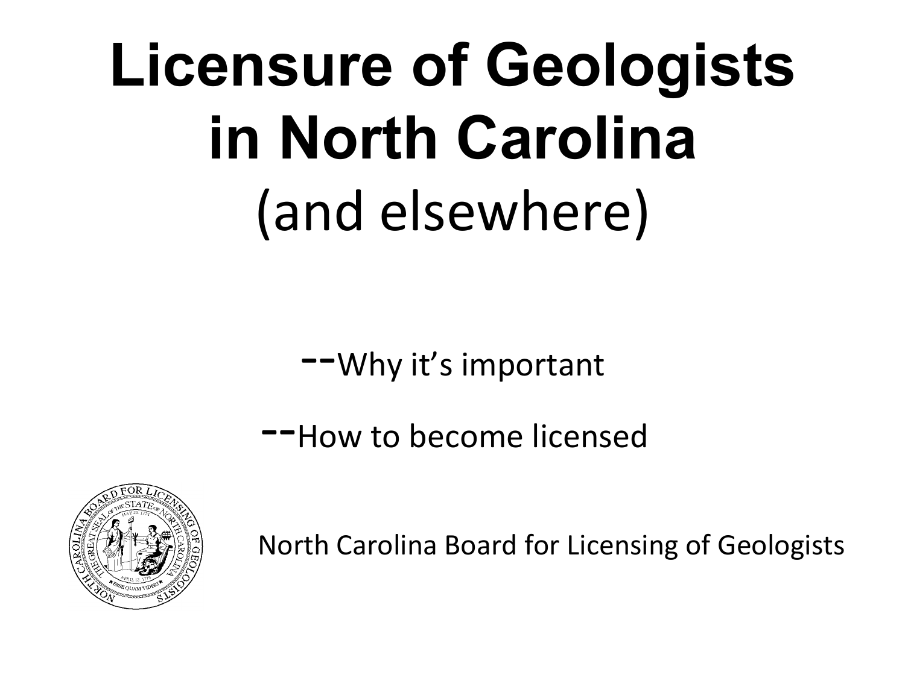# Licensure of Geologists in North Carolina

(and elsewhere)

--Why it's important

--How to become licensed

North Carolina Board for Licensing of Geologists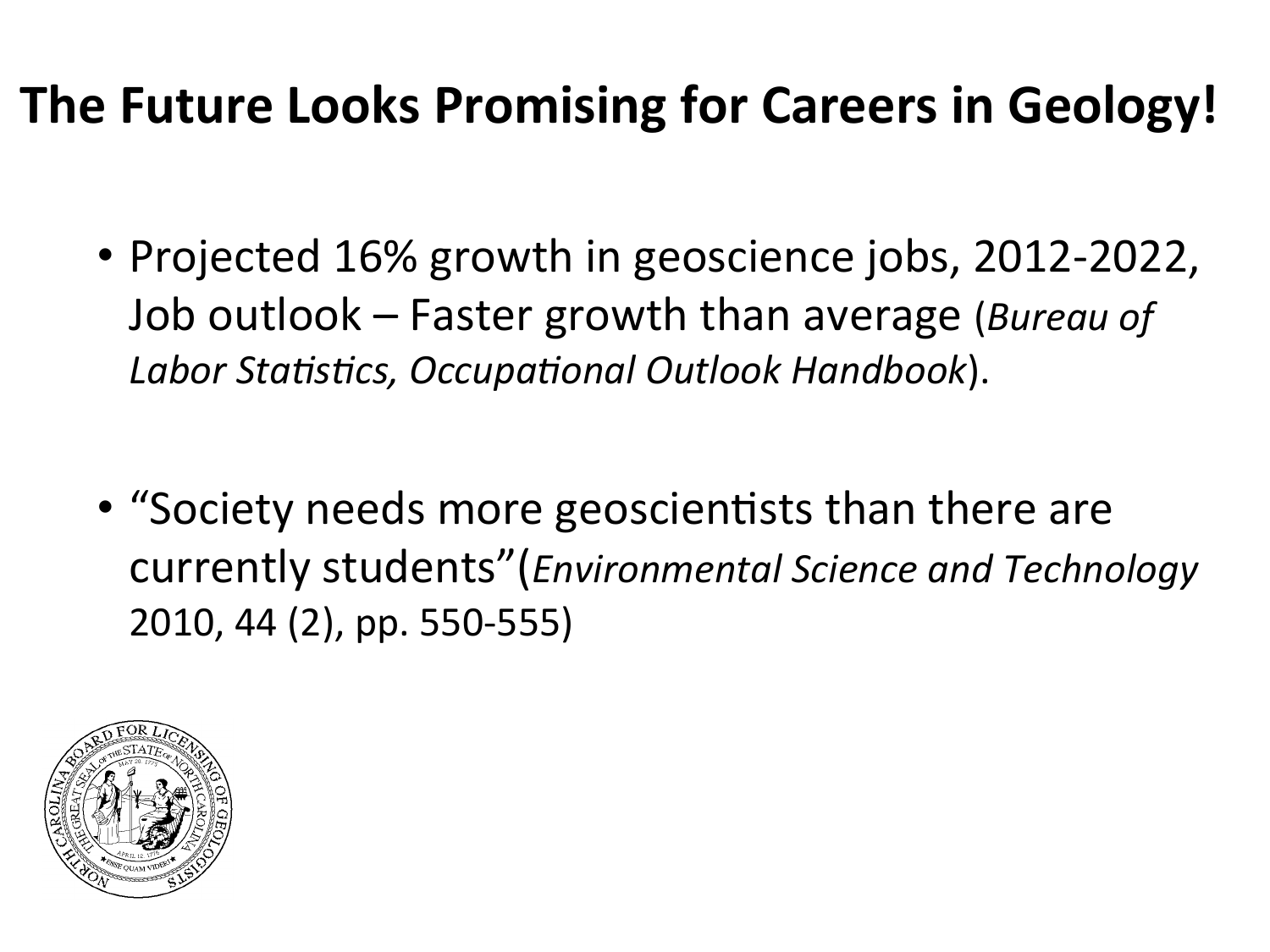# The Future Looks Promising for Careers in Geology!

- Projected 16% growth in geoscience jobs, 2012-2022, Job outlook – Faster growth than average (*Bureau of Labor Statistics, Occupational Outlook Handbook*).

- "Society needs more geoscientists than there are currently students"(*Environmental Science and Technology* 2010, 44 (2), pp. 550-555)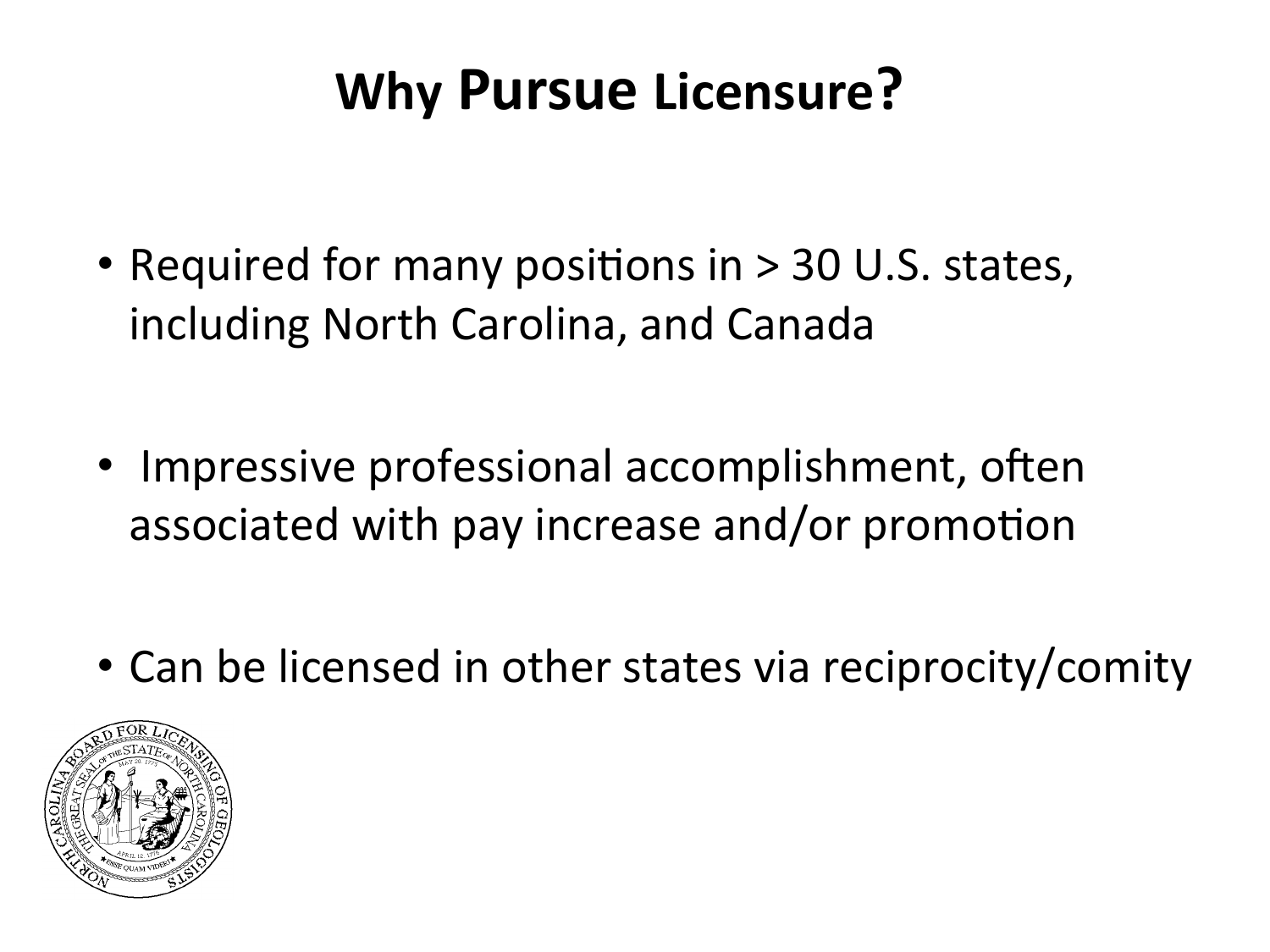# Why Pursue Licensure?

- Required for many positions in > 30 U.S. states, including North Carolina, and Canada
- Impressive professional accomplishment, often associated with pay increase and/or promotion
- Can be licensed in other states via reciprocity/comity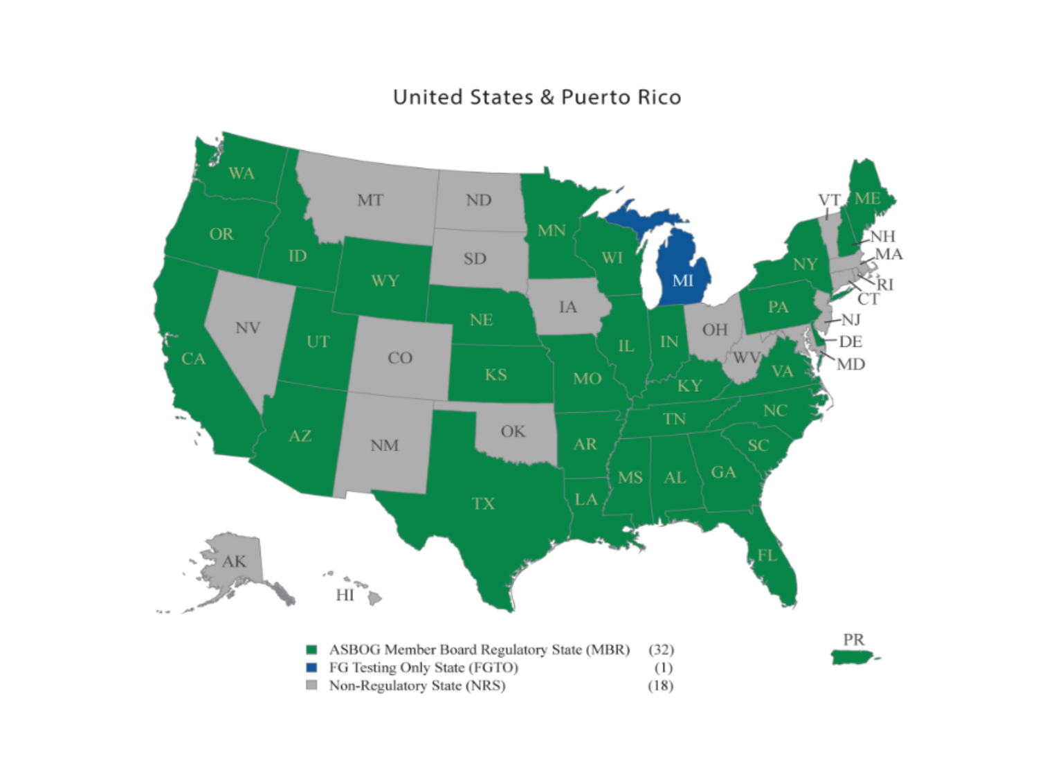United States & Puerto Rico

WA
OR
CA
ID
NV
MT
WY
UT
AZ
CO
NM
ND
SD
NE
KS
OK
TX
MN
IA
MO
AR
LA
WI
IL
MI
IN
OH
KY
TN
MS
AL
GA
FL
SC
NC
VA
WV
PA
NY
VT
ME
NH
MA
RI
CT
NJ
DE
MD
AK
HI
PR

ASBOG Member Board Regulatory State (MBR) (32)
FG Testing Only State (FGTO) (1)
Non-Regulatory State (NRS) (18)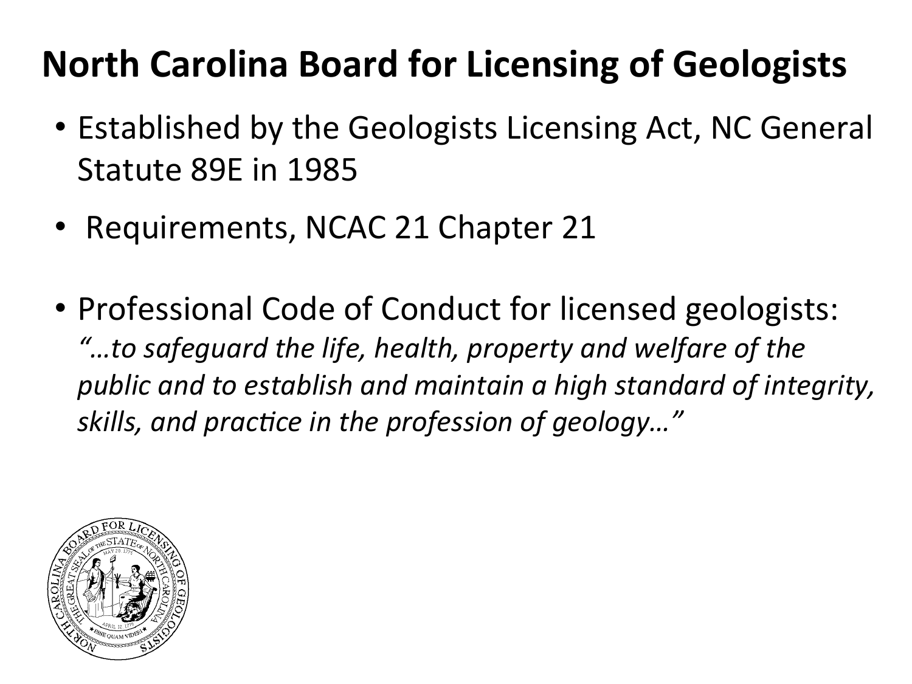# North Carolina Board for Licensing of Geologists

- Established by the Geologists Licensing Act, NC General Statute 89E in 1985
- Requirements, NCAC 21 Chapter 21
- Professional Code of Conduct for licensed geologists: *"…to safeguard the life, health, property and welfare of the public and to establish and maintain a high standard of integrity, skills, and practice in the profession of geology…"*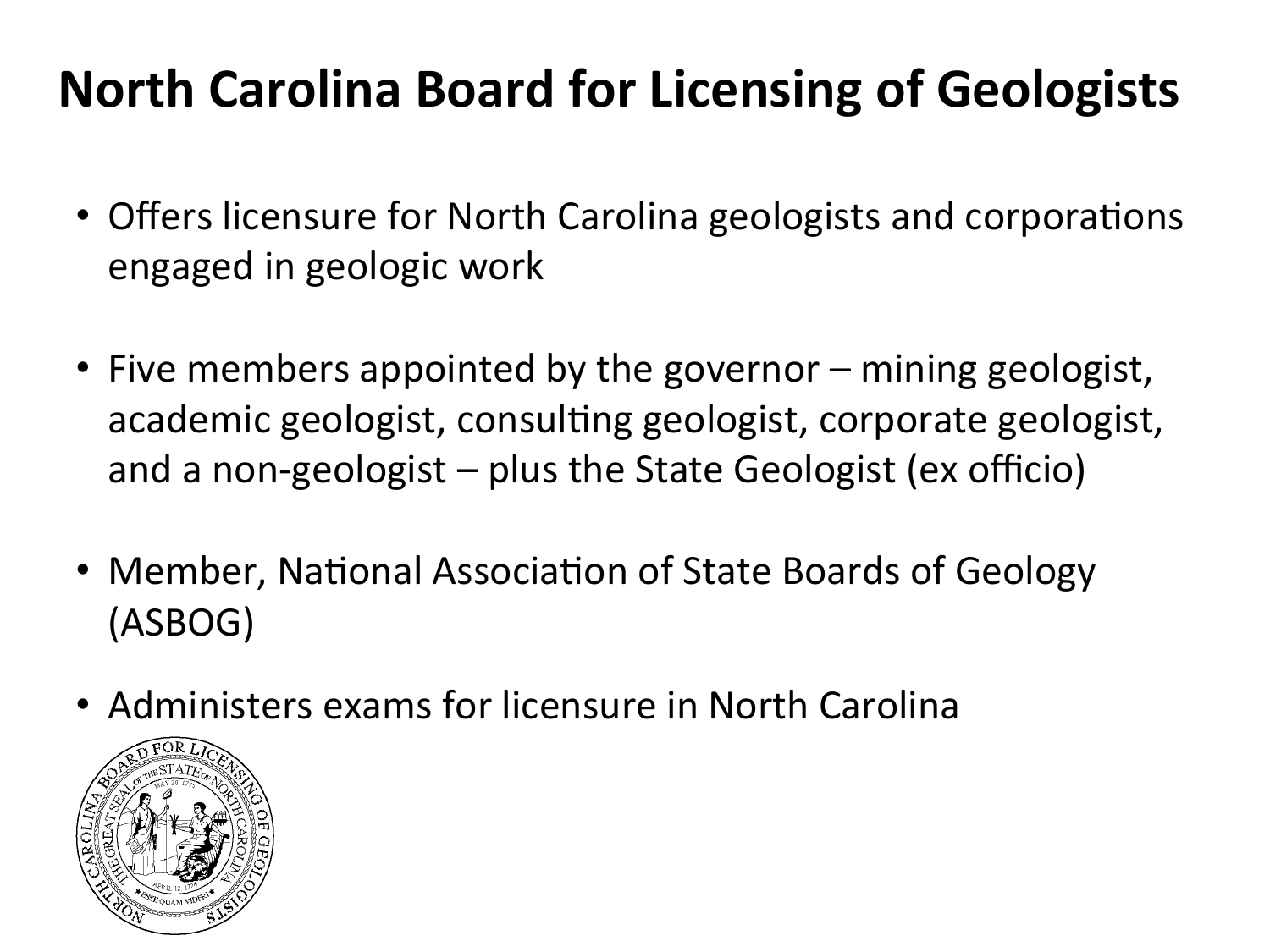# North Carolina Board for Licensing of Geologists

- Offers licensure for North Carolina geologists and corporations engaged in geologic work
- Five members appointed by the governor – mining geologist, academic geologist, consulting geologist, corporate geologist, and a non-geologist – plus the State Geologist (ex officio)
- Member, National Association of State Boards of Geology (ASBOG)
- Administers exams for licensure in North Carolina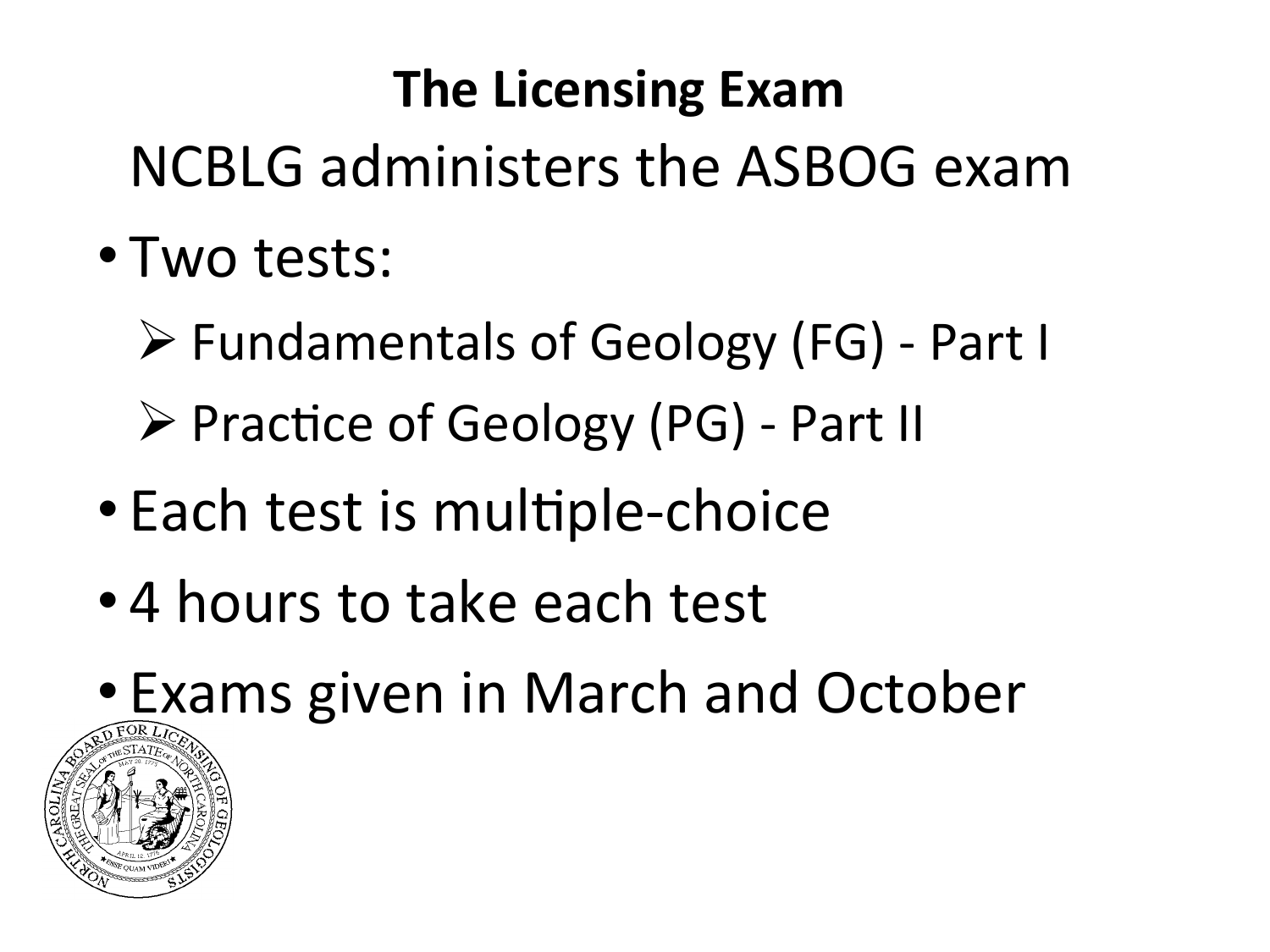## The Licensing Exam

NCBLG administers the ASBOG exam

- Two tests:
  - Fundamentals of Geology (FG) - Part I
  - Practice of Geology (PG) - Part II
- Each test is multiple-choice
- 4 hours to take each test
- Exams given in March and October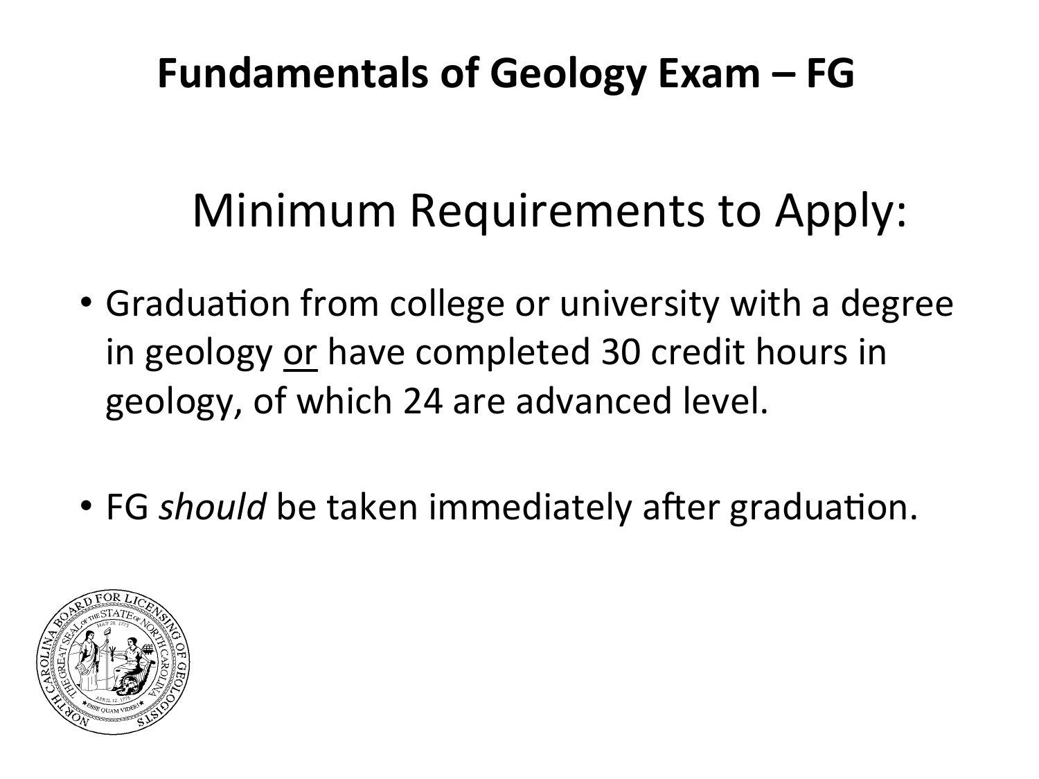# Fundamentals of Geology Exam – FG

## Minimum Requirements to Apply:

- Graduation from college or university with a degree in geology <u>or</u> have completed 30 credit hours in geology, of which 24 are advanced level.
- FG *should* be taken immediately after graduation.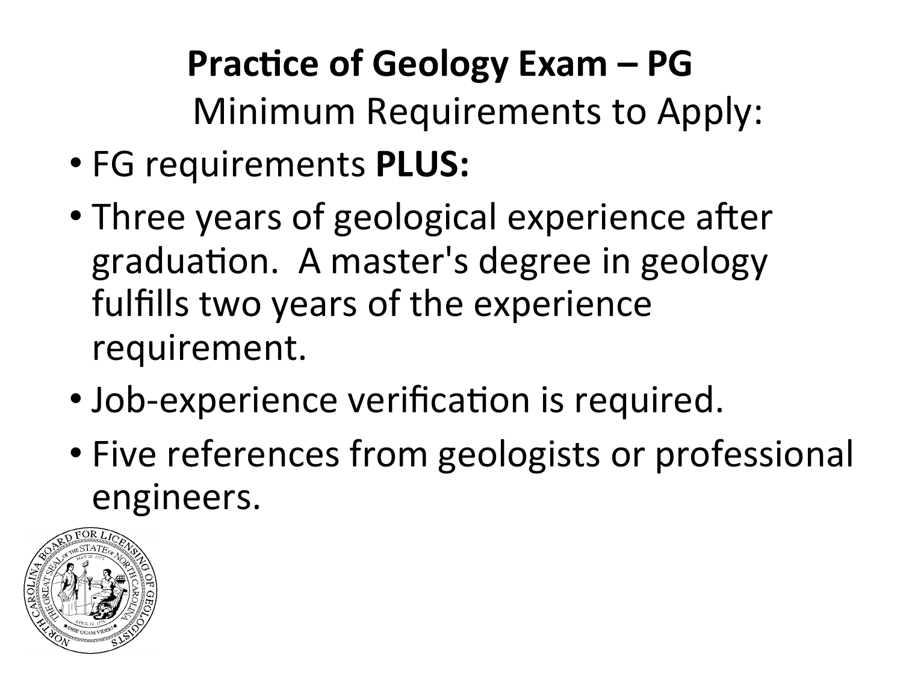# Practice of Geology Exam – PG

Minimum Requirements to Apply:

- FG requirements **PLUS:**
- Three years of geological experience after graduation. A master's degree in geology fulfills two years of the experience requirement.
- Job-experience verification is required.
- Five references from geologists or professional engineers.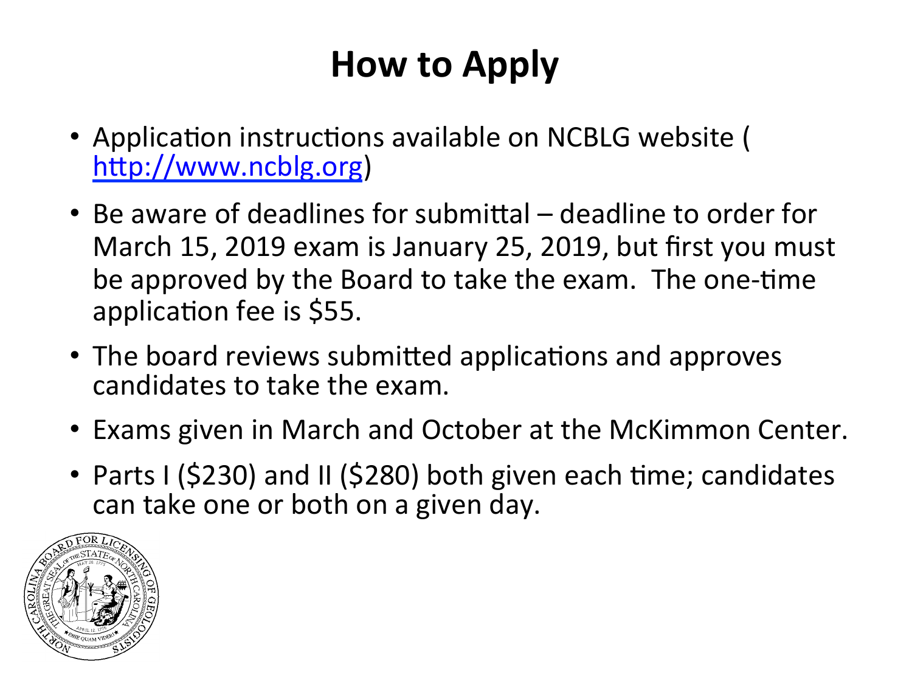# How to Apply

- Application instructions available on NCBLG website ( [http://www.ncblg.org](http://www.ncblg.org))
- Be aware of deadlines for submittal – deadline to order for March 15, 2019 exam is January 25, 2019, but first you must be approved by the Board to take the exam. The one-time application fee is $55.
- The board reviews submitted applications and approves candidates to take the exam.
- Exams given in March and October at the McKimmon Center.
- Parts I ($230) and II ($280) both given each time; candidates can take one or both on a given day.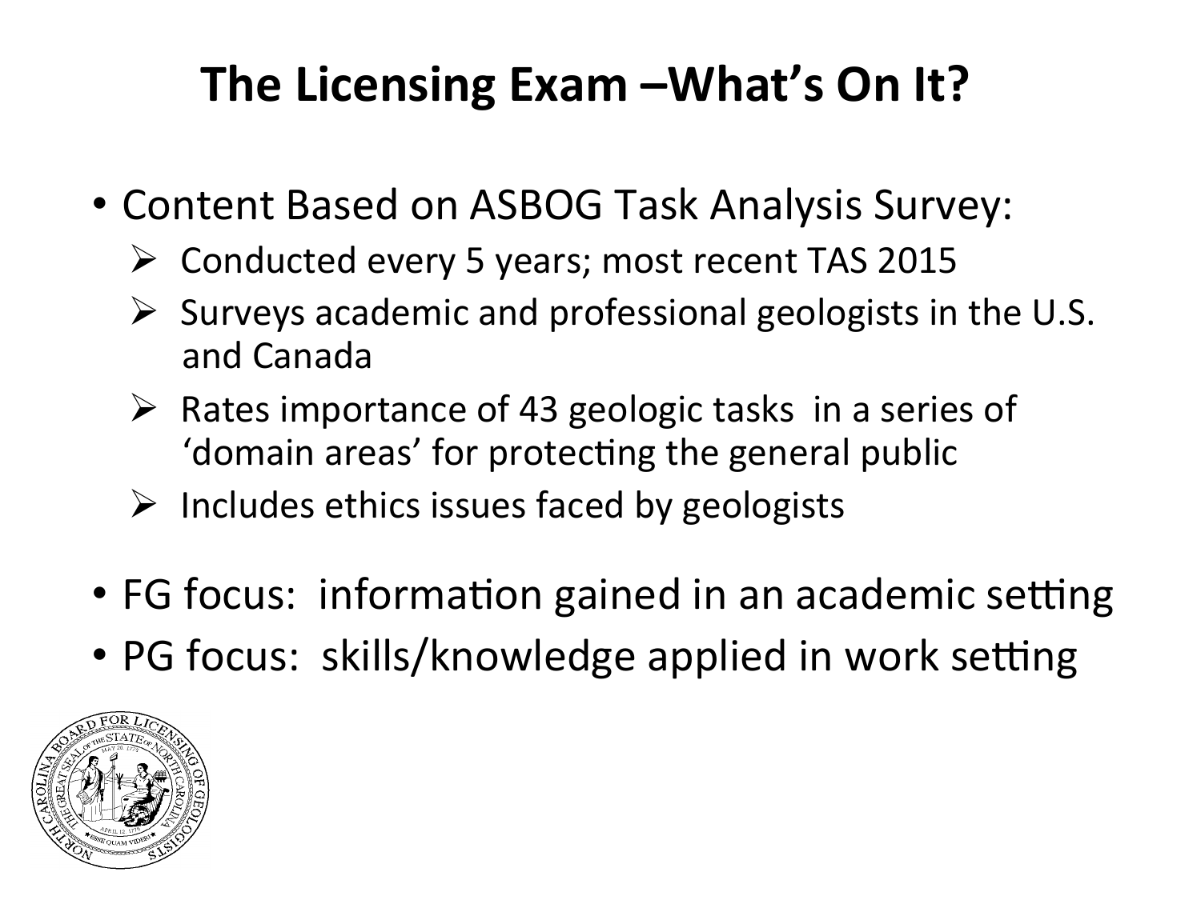# The Licensing Exam –What's On It?

- Content Based on ASBOG Task Analysis Survey:
  - Conducted every 5 years; most recent TAS 2015
  - Surveys academic and professional geologists in the U.S. and Canada
  - Rates importance of 43 geologic tasks in a series of 'domain areas' for protecting the general public
  - Includes ethics issues faced by geologists

- FG focus: information gained in an academic setting
- PG focus: skills/knowledge applied in work setting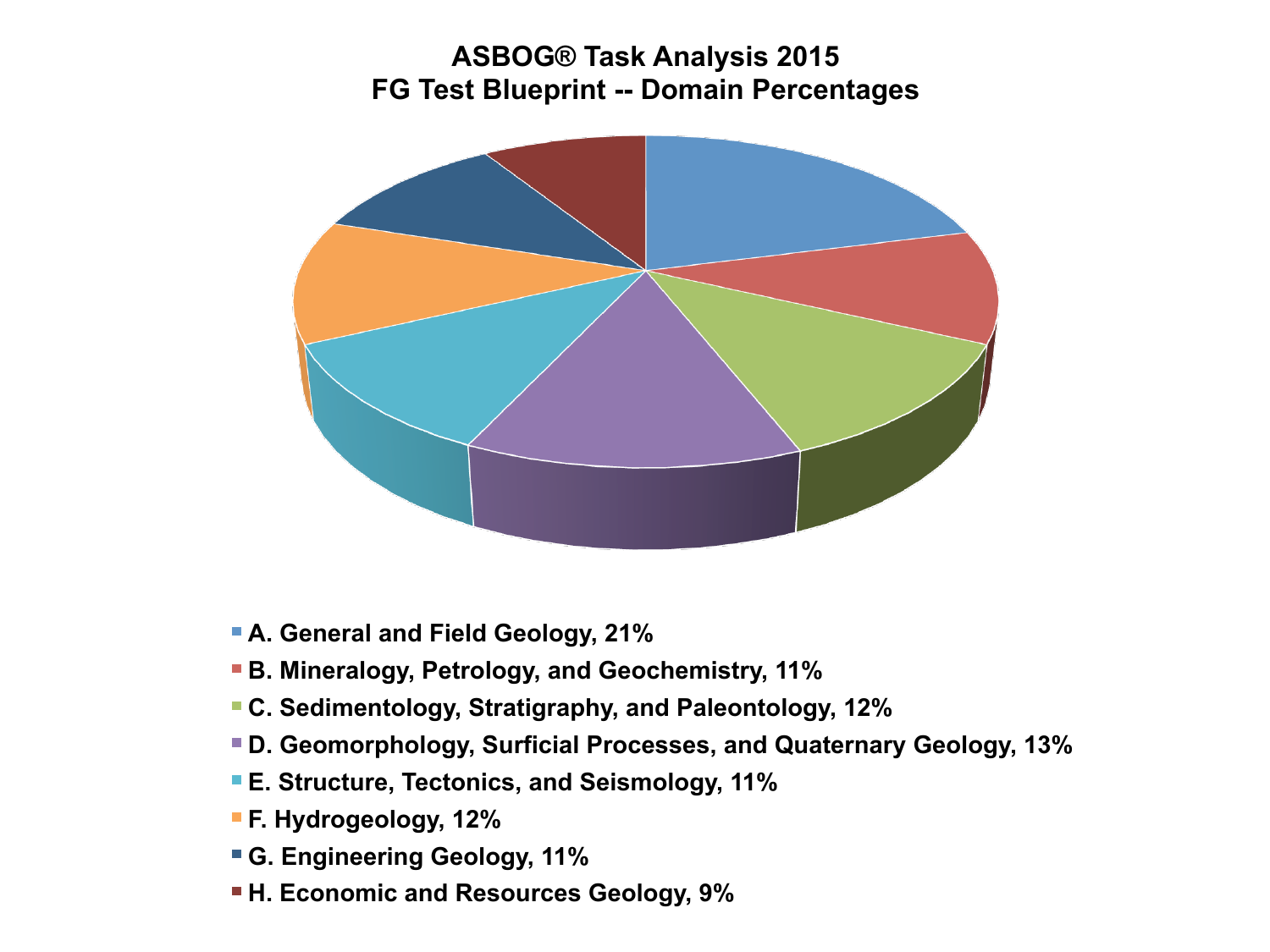# ASBOG® Task Analysis 2015
# FG Test Blueprint -- Domain Percentages

- A. General and Field Geology, 21%
- B. Mineralogy, Petrology, and Geochemistry, 11%
- C. Sedimentology, Stratigraphy, and Paleontology, 12%
- D. Geomorphology, Surficial Processes, and Quaternary Geology, 13%
- E. Structure, Tectonics, and Seismology, 11%
- F. Hydrogeology, 12%
- G. Engineering Geology, 11%
- H. Economic and Resources Geology, 9%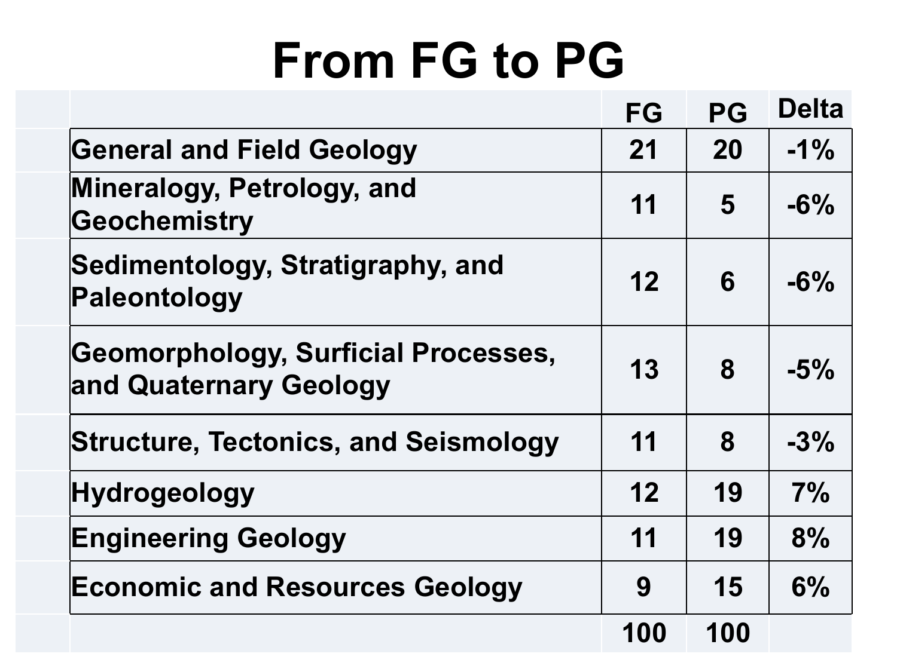# From FG to PG

| | FG | PG | Delta |
|---|---|---|---|
| General and Field Geology | 21 | 20 | -1% |
| Mineralogy, Petrology, and Geochemistry | 11 | 5 | -6% |
| Sedimentology, Stratigraphy, and Paleontology | 12 | 6 | -6% |
| Geomorphology, Surficial Processes, and Quaternary Geology | 13 | 8 | -5% |
| Structure, Tectonics, and Seismology | 11 | 8 | -3% |
| Hydrogeology | 12 | 19 | 7% |
| Engineering Geology | 11 | 19 | 8% |
| Economic and Resources Geology | 9 | 15 | 6% |
| | 100 | 100 | |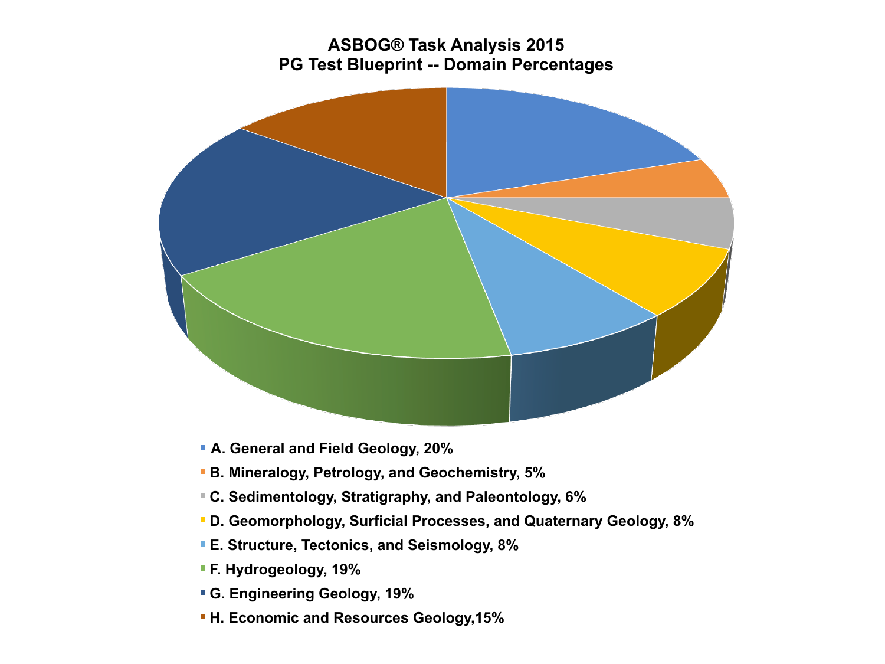# ASBOG® Task Analysis 2015
## PG Test Blueprint -- Domain Percentages

- A. General and Field Geology, 20%
- B. Mineralogy, Petrology, and Geochemistry, 5%
- C. Sedimentology, Stratigraphy, and Paleontology, 6%
- D. Geomorphology, Surficial Processes, and Quaternary Geology, 8%
- E. Structure, Tectonics, and Seismology, 8%
- F. Hydrogeology, 19%
- G. Engineering Geology, 19%
- H. Economic and Resources Geology,15%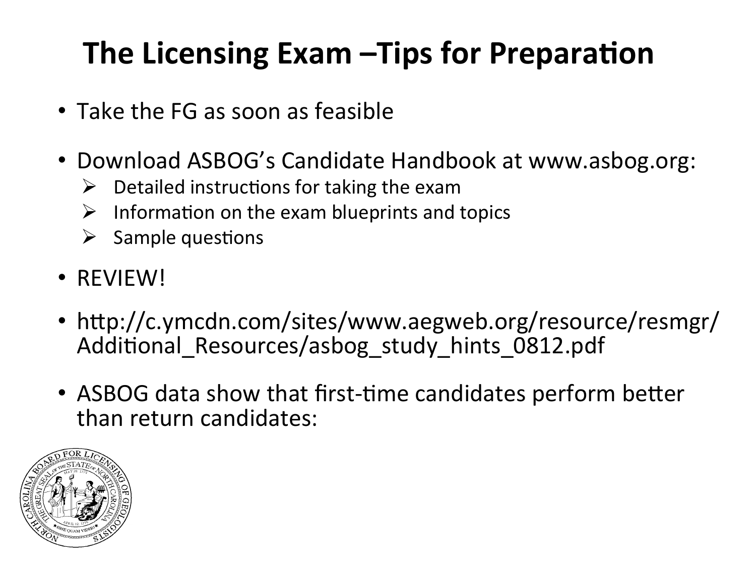# The Licensing Exam –Tips for Preparation

- Take the FG as soon as feasible
- Download ASBOG's Candidate Handbook at www.asbog.org:
  - Detailed instructions for taking the exam
  - Information on the exam blueprints and topics
  - Sample questions
- REVIEW!
- http://c.ymcdn.com/sites/www.aegweb.org/resource/resmgr/Additional_Resources/asbog_study_hints_0812.pdf
- ASBOG data show that first-time candidates perform better than return candidates: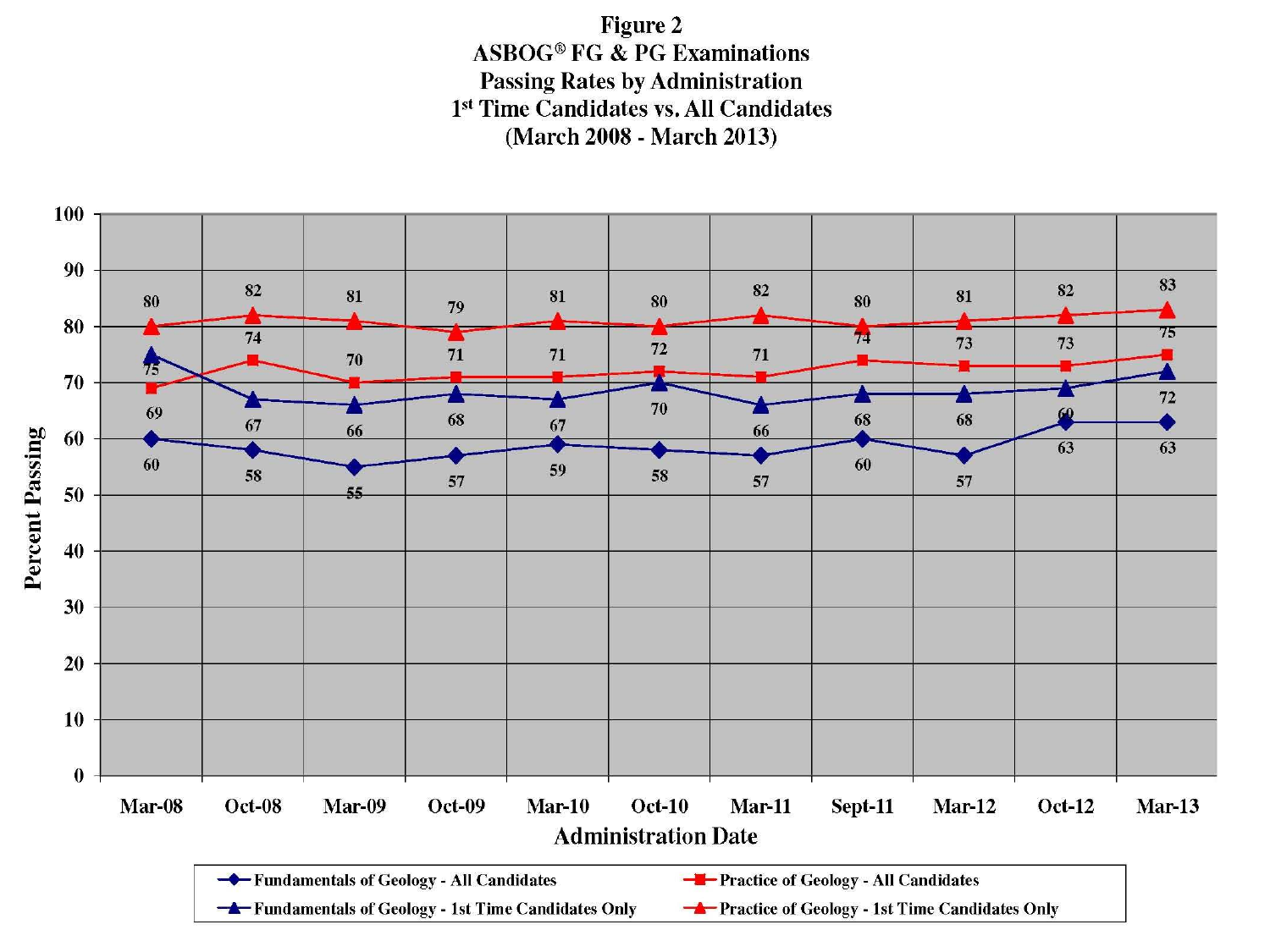# Figure 2
## ASBOG® FG & PG Examinations
## Passing Rates by Administration
## 1st Time Candidates vs. All Candidates
## (March 2008 - March 2013)

Percent Passing

100
90
80
70
60
50
40
30
20
10
0

Mar-08 Oct-08 Mar-09 Oct-09 Mar-10 Oct-10 Mar-11 Sept-11 Mar-12 Oct-12 Mar-13

Administration Date

80 82 81 79 81 80 82 80 81 82 83

69 74 70 71 71 72 71 74 73 73 75

75 67 66 68 67 70 66 68 68 69 72

60 58 55 57 59 58 57 60 57 63 63

Fundamentals of Geology - All Candidates

Fundamentals of Geology - 1st Time Candidates Only

Practice of Geology - All Candidates

Practice of Geology - 1st Time Candidates Only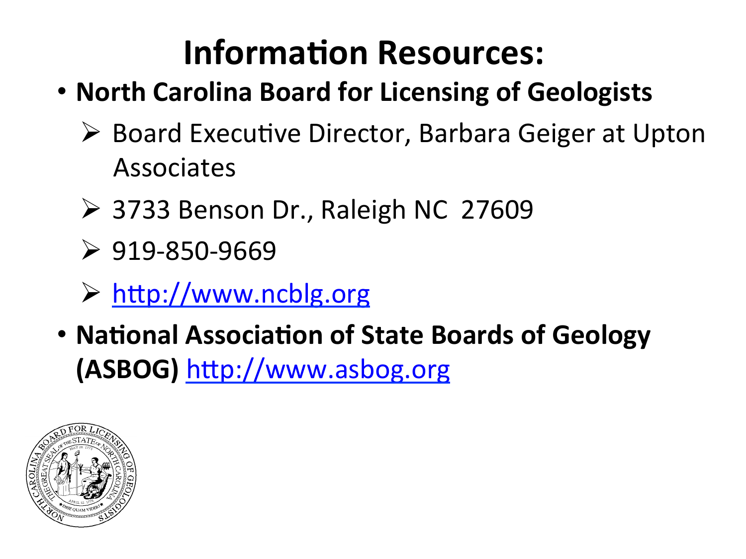# Information Resources:

- **North Carolina Board for Licensing of Geologists**
  - Board Executive Director, Barbara Geiger at Upton Associates
  - 3733 Benson Dr., Raleigh NC 27609
  - 919-850-9669
  - http://www.ncblg.org
- **National Association of State Boards of Geology (ASBOG)** http://www.asbog.org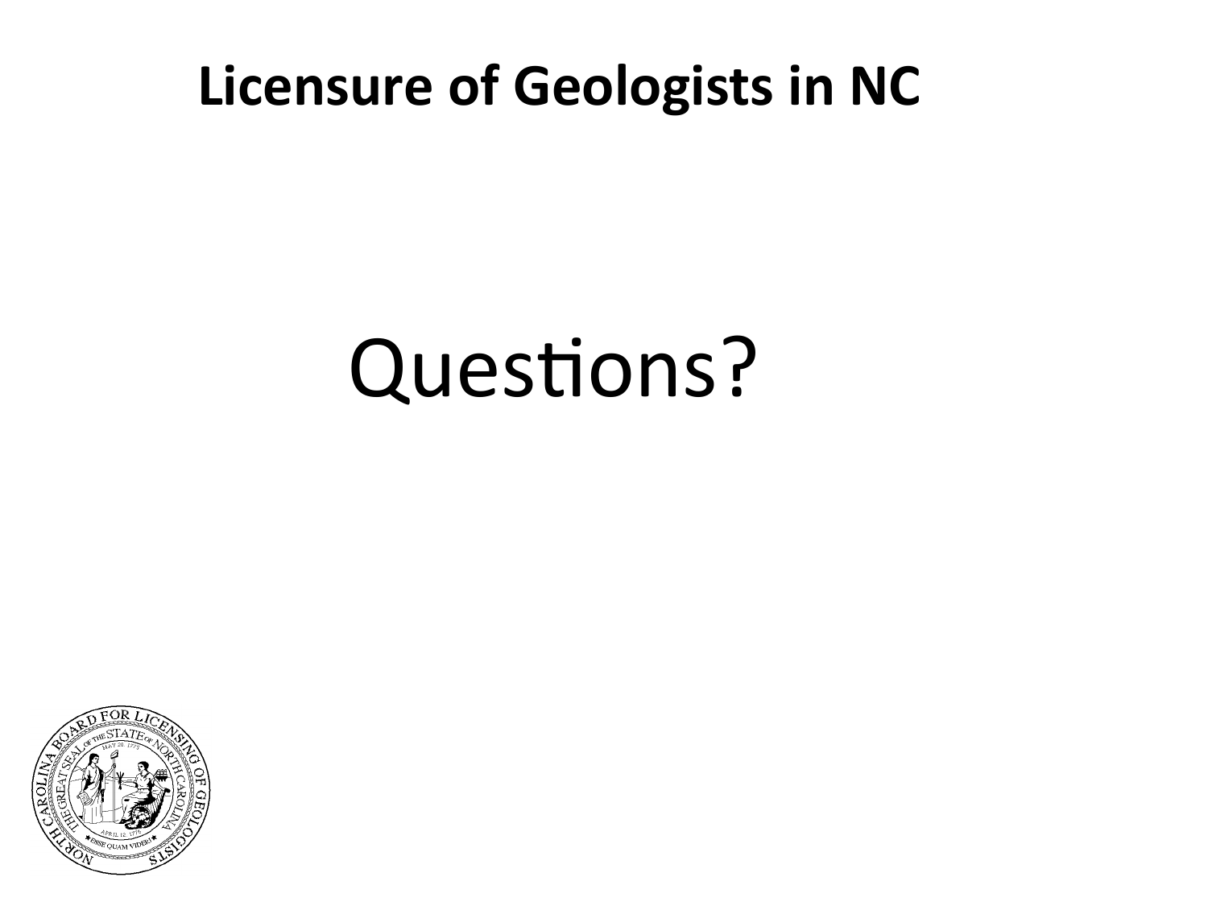# Licensure of Geologists in NC

Questions?